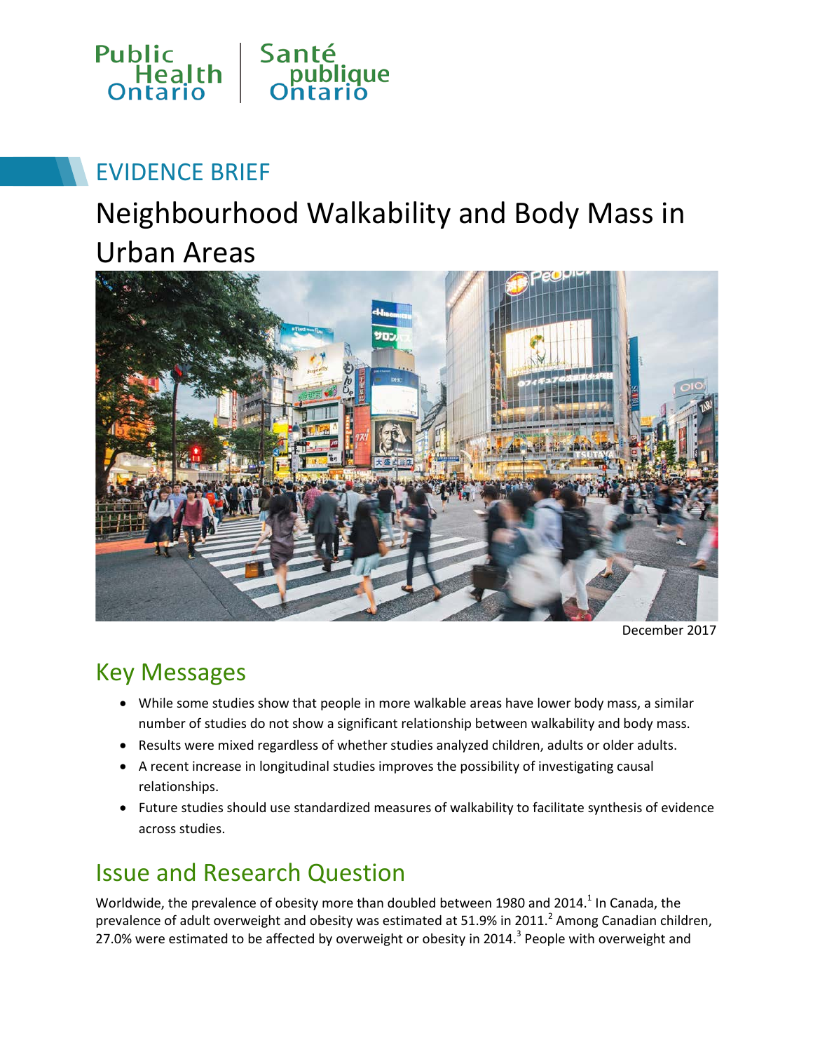Public Health Ontario | Santé publique Ontario

EVIDENCE BRIEF

# Neighbourhood Walkability and Body Mass in Urban Areas

December 2017

## Key Messages

- While some studies show that people in more walkable areas have lower body mass, a similar number of studies do not show a significant relationship between walkability and body mass.
- Results were mixed regardless of whether studies analyzed children, adults or older adults.
- A recent increase in longitudinal studies improves the possibility of investigating causal relationships.
- Future studies should use standardized measures of walkability to facilitate synthesis of evidence across studies.

## Issue and Research Question

Worldwide, the prevalence of obesity more than doubled between 1980 and 2014.[1] In Canada, the prevalence of adult overweight and obesity was estimated at 51.9% in 2011.[2] Among Canadian children, 27.0% were estimated to be affected by overweight or obesity in 2014.[3] People with overweight and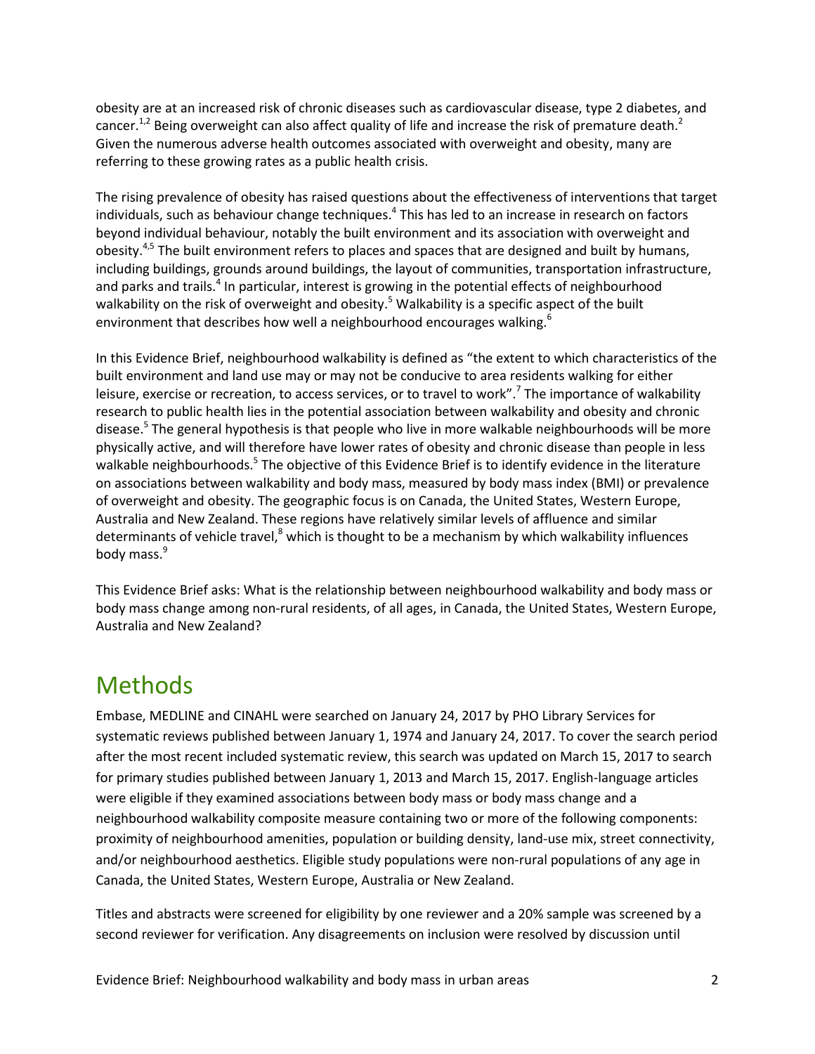obesity are at an increased risk of chronic diseases such as cardiovascular disease, type 2 diabetes, and cancer.[1,2] Being overweight can also affect quality of life and increase the risk of premature death.[2] Given the numerous adverse health outcomes associated with overweight and obesity, many are referring to these growing rates as a public health crisis.

The rising prevalence of obesity has raised questions about the effectiveness of interventions that target individuals, such as behaviour change techniques.[4] This has led to an increase in research on factors beyond individual behaviour, notably the built environment and its association with overweight and obesity.[4,5] The built environment refers to places and spaces that are designed and built by humans, including buildings, grounds around buildings, the layout of communities, transportation infrastructure, and parks and trails.[4] In particular, interest is growing in the potential effects of neighbourhood walkability on the risk of overweight and obesity.[5] Walkability is a specific aspect of the built environment that describes how well a neighbourhood encourages walking.[6]

In this Evidence Brief, neighbourhood walkability is defined as "the extent to which characteristics of the built environment and land use may or may not be conducive to area residents walking for either leisure, exercise or recreation, to access services, or to travel to work".[7] The importance of walkability research to public health lies in the potential association between walkability and obesity and chronic disease.[5] The general hypothesis is that people who live in more walkable neighbourhoods will be more physically active, and will therefore have lower rates of obesity and chronic disease than people in less walkable neighbourhoods.[5] The objective of this Evidence Brief is to identify evidence in the literature on associations between walkability and body mass, measured by body mass index (BMI) or prevalence of overweight and obesity. The geographic focus is on Canada, the United States, Western Europe, Australia and New Zealand. These regions have relatively similar levels of affluence and similar determinants of vehicle travel,[8] which is thought to be a mechanism by which walkability influences body mass.[9]

This Evidence Brief asks: What is the relationship between neighbourhood walkability and body mass or body mass change among non-rural residents, of all ages, in Canada, the United States, Western Europe, Australia and New Zealand?

# Methods

Embase, MEDLINE and CINAHL were searched on January 24, 2017 by PHO Library Services for systematic reviews published between January 1, 1974 and January 24, 2017. To cover the search period after the most recent included systematic review, this search was updated on March 15, 2017 to search for primary studies published between January 1, 2013 and March 15, 2017. English-language articles were eligible if they examined associations between body mass or body mass change and a neighbourhood walkability composite measure containing two or more of the following components: proximity of neighbourhood amenities, population or building density, land-use mix, street connectivity, and/or neighbourhood aesthetics. Eligible study populations were non-rural populations of any age in Canada, the United States, Western Europe, Australia or New Zealand.

Titles and abstracts were screened for eligibility by one reviewer and a 20% sample was screened by a second reviewer for verification. Any disagreements on inclusion were resolved by discussion until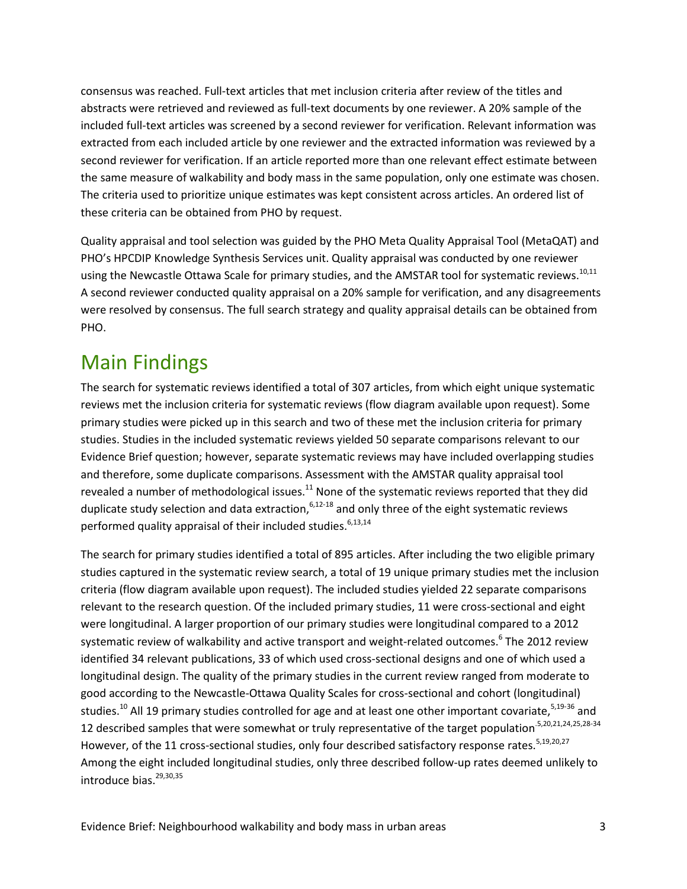consensus was reached. Full-text articles that met inclusion criteria after review of the titles and abstracts were retrieved and reviewed as full-text documents by one reviewer. A 20% sample of the included full-text articles was screened by a second reviewer for verification. Relevant information was extracted from each included article by one reviewer and the extracted information was reviewed by a second reviewer for verification. If an article reported more than one relevant effect estimate between the same measure of walkability and body mass in the same population, only one estimate was chosen. The criteria used to prioritize unique estimates was kept consistent across articles. An ordered list of these criteria can be obtained from PHO by request.

Quality appraisal and tool selection was guided by the PHO Meta Quality Appraisal Tool (MetaQAT) and PHO's HPCDIP Knowledge Synthesis Services unit. Quality appraisal was conducted by one reviewer using the Newcastle Ottawa Scale for primary studies, and the AMSTAR tool for systematic reviews.[10,11] A second reviewer conducted quality appraisal on a 20% sample for verification, and any disagreements were resolved by consensus. The full search strategy and quality appraisal details can be obtained from PHO.

# Main Findings

The search for systematic reviews identified a total of 307 articles, from which eight unique systematic reviews met the inclusion criteria for systematic reviews (flow diagram available upon request). Some primary studies were picked up in this search and two of these met the inclusion criteria for primary studies. Studies in the included systematic reviews yielded 50 separate comparisons relevant to our Evidence Brief question; however, separate systematic reviews may have included overlapping studies and therefore, some duplicate comparisons. Assessment with the AMSTAR quality appraisal tool revealed a number of methodological issues.[11] None of the systematic reviews reported that they did duplicate study selection and data extraction,[6,12-18] and only three of the eight systematic reviews performed quality appraisal of their included studies.[6,13,14]

The search for primary studies identified a total of 895 articles. After including the two eligible primary studies captured in the systematic review search, a total of 19 unique primary studies met the inclusion criteria (flow diagram available upon request). The included studies yielded 22 separate comparisons relevant to the research question. Of the included primary studies, 11 were cross-sectional and eight were longitudinal. A larger proportion of our primary studies were longitudinal compared to a 2012 systematic review of walkability and active transport and weight-related outcomes.[6] The 2012 review identified 34 relevant publications, 33 of which used cross-sectional designs and one of which used a longitudinal design. The quality of the primary studies in the current review ranged from moderate to good according to the Newcastle-Ottawa Quality Scales for cross-sectional and cohort (longitudinal) studies.[10] All 19 primary studies controlled for age and at least one other important covariate,[5,19-36] and 12 described samples that were somewhat or truly representative of the target population.[5,20,21,24,25,28-34] However, of the 11 cross-sectional studies, only four described satisfactory response rates.[5,19,20,27] Among the eight included longitudinal studies, only three described follow-up rates deemed unlikely to introduce bias.[29,30,35]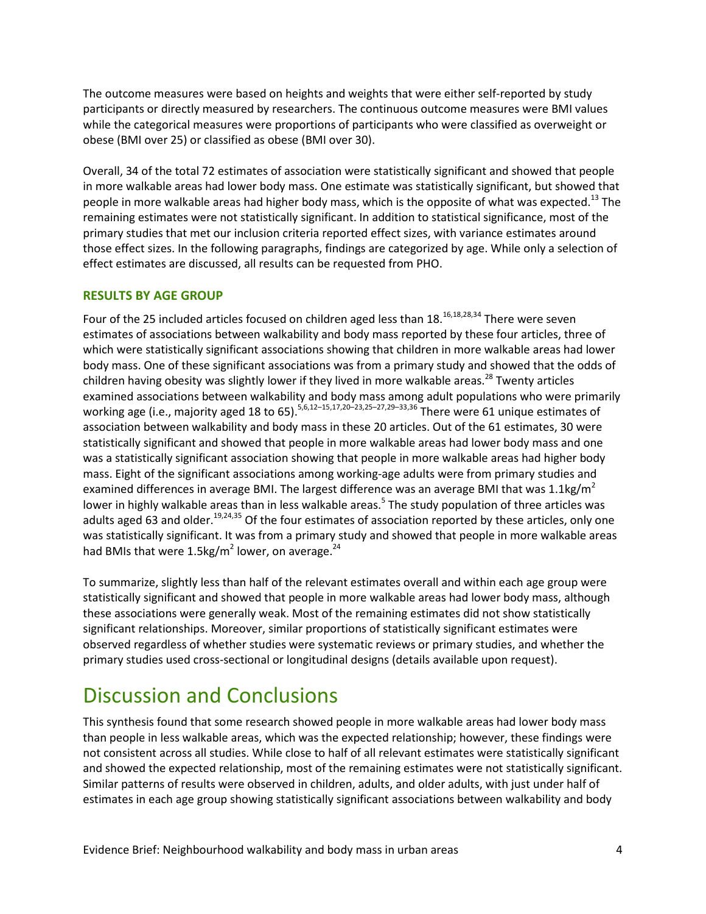The outcome measures were based on heights and weights that were either self-reported by study participants or directly measured by researchers. The continuous outcome measures were BMI values while the categorical measures were proportions of participants who were classified as overweight or obese (BMI over 25) or classified as obese (BMI over 30).

Overall, 34 of the total 72 estimates of association were statistically significant and showed that people in more walkable areas had lower body mass. One estimate was statistically significant, but showed that people in more walkable areas had higher body mass, which is the opposite of what was expected.[13] The remaining estimates were not statistically significant. In addition to statistical significance, most of the primary studies that met our inclusion criteria reported effect sizes, with variance estimates around those effect sizes. In the following paragraphs, findings are categorized by age. While only a selection of effect estimates are discussed, all results can be requested from PHO.

### RESULTS BY AGE GROUP

Four of the 25 included articles focused on children aged less than 18.[16,18,28,34] There were seven estimates of associations between walkability and body mass reported by these four articles, three of which were statistically significant associations showing that children in more walkable areas had lower body mass. One of these significant associations was from a primary study and showed that the odds of children having obesity was slightly lower if they lived in more walkable areas.[28] Twenty articles examined associations between walkability and body mass among adult populations who were primarily working age (i.e., majority aged 18 to 65).[5,6,12–15,17,20–23,25–27,29–33,36] There were 61 unique estimates of association between walkability and body mass in these 20 articles. Out of the 61 estimates, 30 were statistically significant and showed that people in more walkable areas had lower body mass and one was a statistically significant association showing that people in more walkable areas had higher body mass. Eight of the significant associations among working-age adults were from primary studies and examined differences in average BMI. The largest difference was an average BMI that was 1.1kg/m$^2$ lower in highly walkable areas than in less walkable areas.[5] The study population of three articles was adults aged 63 and older.[19,24,35] Of the four estimates of association reported by these articles, only one was statistically significant. It was from a primary study and showed that people in more walkable areas had BMIs that were 1.5kg/m$^2$ lower, on average.[24]

To summarize, slightly less than half of the relevant estimates overall and within each age group were statistically significant and showed that people in more walkable areas had lower body mass, although these associations were generally weak. Most of the remaining estimates did not show statistically significant relationships. Moreover, similar proportions of statistically significant estimates were observed regardless of whether studies were systematic reviews or primary studies, and whether the primary studies used cross-sectional or longitudinal designs (details available upon request).

# Discussion and Conclusions

This synthesis found that some research showed people in more walkable areas had lower body mass than people in less walkable areas, which was the expected relationship; however, these findings were not consistent across all studies. While close to half of all relevant estimates were statistically significant and showed the expected relationship, most of the remaining estimates were not statistically significant. Similar patterns of results were observed in children, adults, and older adults, with just under half of estimates in each age group showing statistically significant associations between walkability and body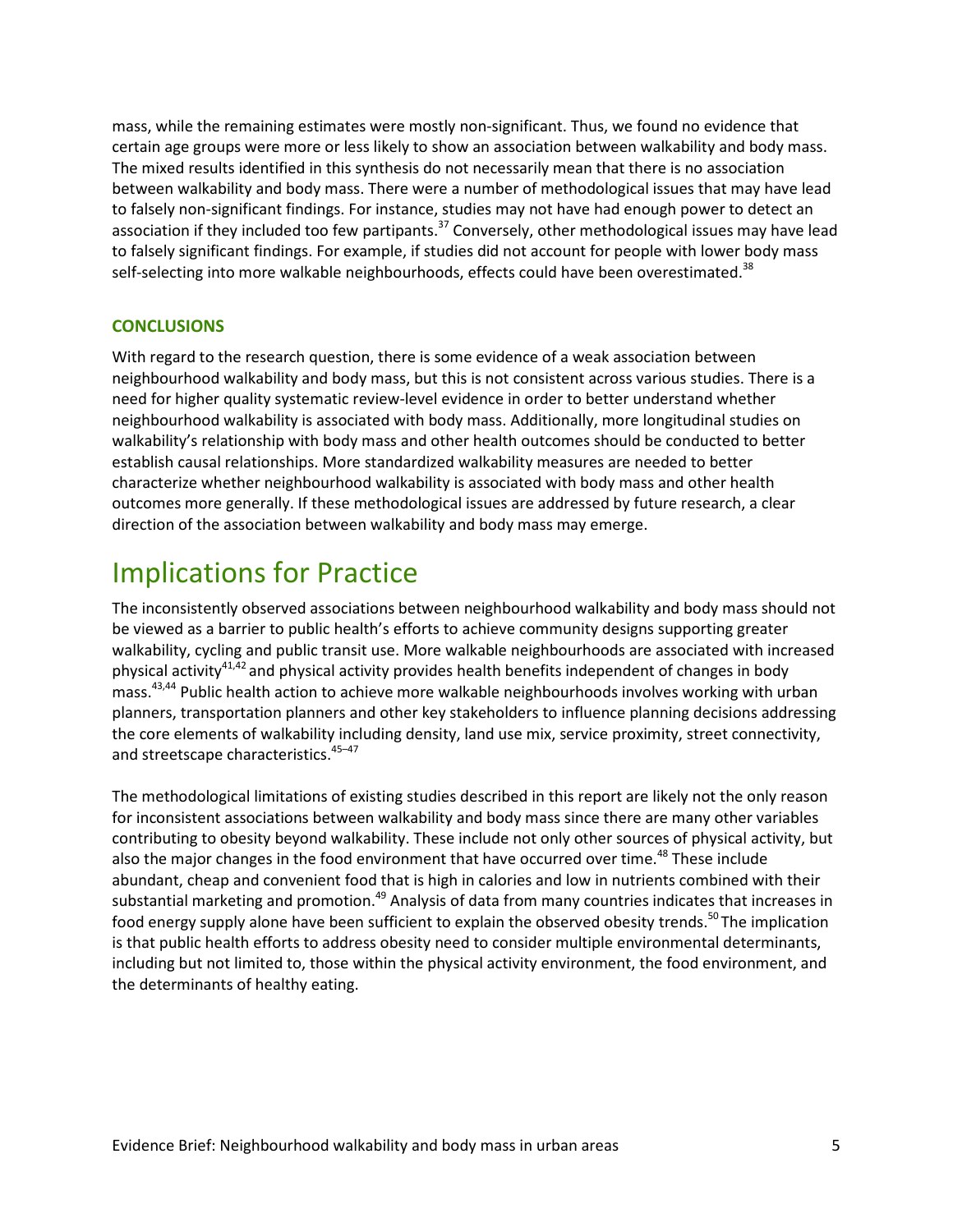mass, while the remaining estimates were mostly non-significant. Thus, we found no evidence that certain age groups were more or less likely to show an association between walkability and body mass. The mixed results identified in this synthesis do not necessarily mean that there is no association between walkability and body mass. There were a number of methodological issues that may have lead to falsely non-significant findings. For instance, studies may not have had enough power to detect an association if they included too few partipants.[37] Conversely, other methodological issues may have lead to falsely significant findings. For example, if studies did not account for people with lower body mass self-selecting into more walkable neighbourhoods, effects could have been overestimated.[38]

### CONCLUSIONS

With regard to the research question, there is some evidence of a weak association between neighbourhood walkability and body mass, but this is not consistent across various studies. There is a need for higher quality systematic review-level evidence in order to better understand whether neighbourhood walkability is associated with body mass. Additionally, more longitudinal studies on walkability's relationship with body mass and other health outcomes should be conducted to better establish causal relationships. More standardized walkability measures are needed to better characterize whether neighbourhood walkability is associated with body mass and other health outcomes more generally. If these methodological issues are addressed by future research, a clear direction of the association between walkability and body mass may emerge.

# Implications for Practice

The inconsistently observed associations between neighbourhood walkability and body mass should not be viewed as a barrier to public health's efforts to achieve community designs supporting greater walkability, cycling and public transit use. More walkable neighbourhoods are associated with increased physical activity[41,42] and physical activity provides health benefits independent of changes in body mass.[43,44] Public health action to achieve more walkable neighbourhoods involves working with urban planners, transportation planners and other key stakeholders to influence planning decisions addressing the core elements of walkability including density, land use mix, service proximity, street connectivity, and streetscape characteristics.[45–47]

The methodological limitations of existing studies described in this report are likely not the only reason for inconsistent associations between walkability and body mass since there are many other variables contributing to obesity beyond walkability. These include not only other sources of physical activity, but also the major changes in the food environment that have occurred over time.[48] These include abundant, cheap and convenient food that is high in calories and low in nutrients combined with their substantial marketing and promotion.[49] Analysis of data from many countries indicates that increases in food energy supply alone have been sufficient to explain the observed obesity trends.[50] The implication is that public health efforts to address obesity need to consider multiple environmental determinants, including but not limited to, those within the physical activity environment, the food environment, and the determinants of healthy eating.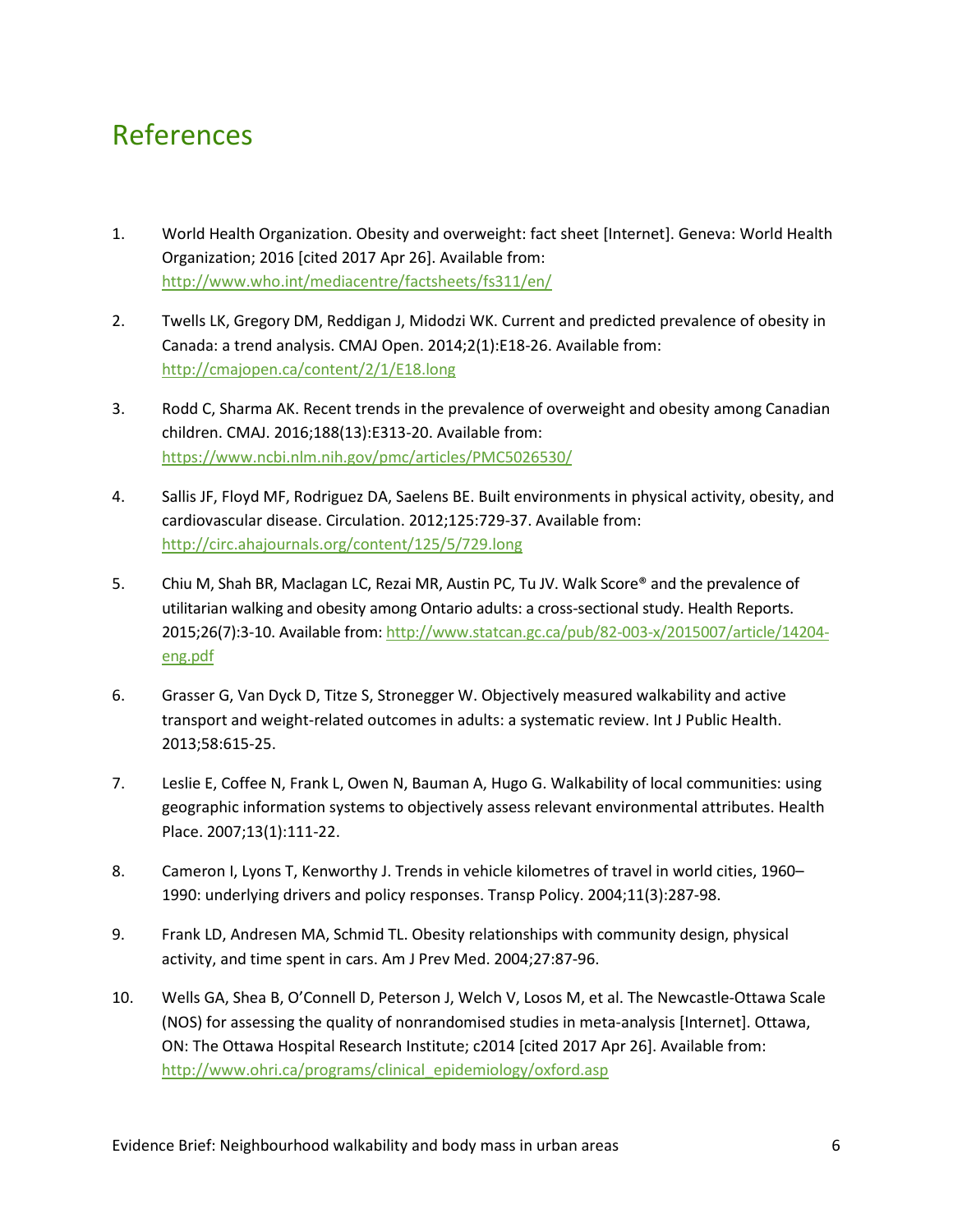# References

1. World Health Organization. Obesity and overweight: fact sheet [Internet]. Geneva: World Health Organization; 2016 [cited 2017 Apr 26]. Available from: http://www.who.int/mediacentre/factsheets/fs311/en/

2. Twells LK, Gregory DM, Reddigan J, Midodzi WK. Current and predicted prevalence of obesity in Canada: a trend analysis. CMAJ Open. 2014;2(1):E18-26. Available from: http://cmajopen.ca/content/2/1/E18.long

3. Rodd C, Sharma AK. Recent trends in the prevalence of overweight and obesity among Canadian children. CMAJ. 2016;188(13):E313-20. Available from: https://www.ncbi.nlm.nih.gov/pmc/articles/PMC5026530/

4. Sallis JF, Floyd MF, Rodriguez DA, Saelens BE. Built environments in physical activity, obesity, and cardiovascular disease. Circulation. 2012;125:729-37. Available from: http://circ.ahajournals.org/content/125/5/729.long

5. Chiu M, Shah BR, Maclagan LC, Rezai MR, Austin PC, Tu JV. Walk Score® and the prevalence of utilitarian walking and obesity among Ontario adults: a cross-sectional study. Health Reports. 2015;26(7):3-10. Available from: http://www.statcan.gc.ca/pub/82-003-x/2015007/article/14204-eng.pdf

6. Grasser G, Van Dyck D, Titze S, Stronegger W. Objectively measured walkability and active transport and weight-related outcomes in adults: a systematic review. Int J Public Health. 2013;58:615-25.

7. Leslie E, Coffee N, Frank L, Owen N, Bauman A, Hugo G. Walkability of local communities: using geographic information systems to objectively assess relevant environmental attributes. Health Place. 2007;13(1):111-22.

8. Cameron I, Lyons T, Kenworthy J. Trends in vehicle kilometres of travel in world cities, 1960–1990: underlying drivers and policy responses. Transp Policy. 2004;11(3):287-98.

9. Frank LD, Andresen MA, Schmid TL. Obesity relationships with community design, physical activity, and time spent in cars. Am J Prev Med. 2004;27:87-96.

10. Wells GA, Shea B, O'Connell D, Peterson J, Welch V, Losos M, et al. The Newcastle-Ottawa Scale (NOS) for assessing the quality of nonrandomised studies in meta-analysis [Internet]. Ottawa, ON: The Ottawa Hospital Research Institute; c2014 [cited 2017 Apr 26]. Available from: http://www.ohri.ca/programs/clinical_epidemiology/oxford.asp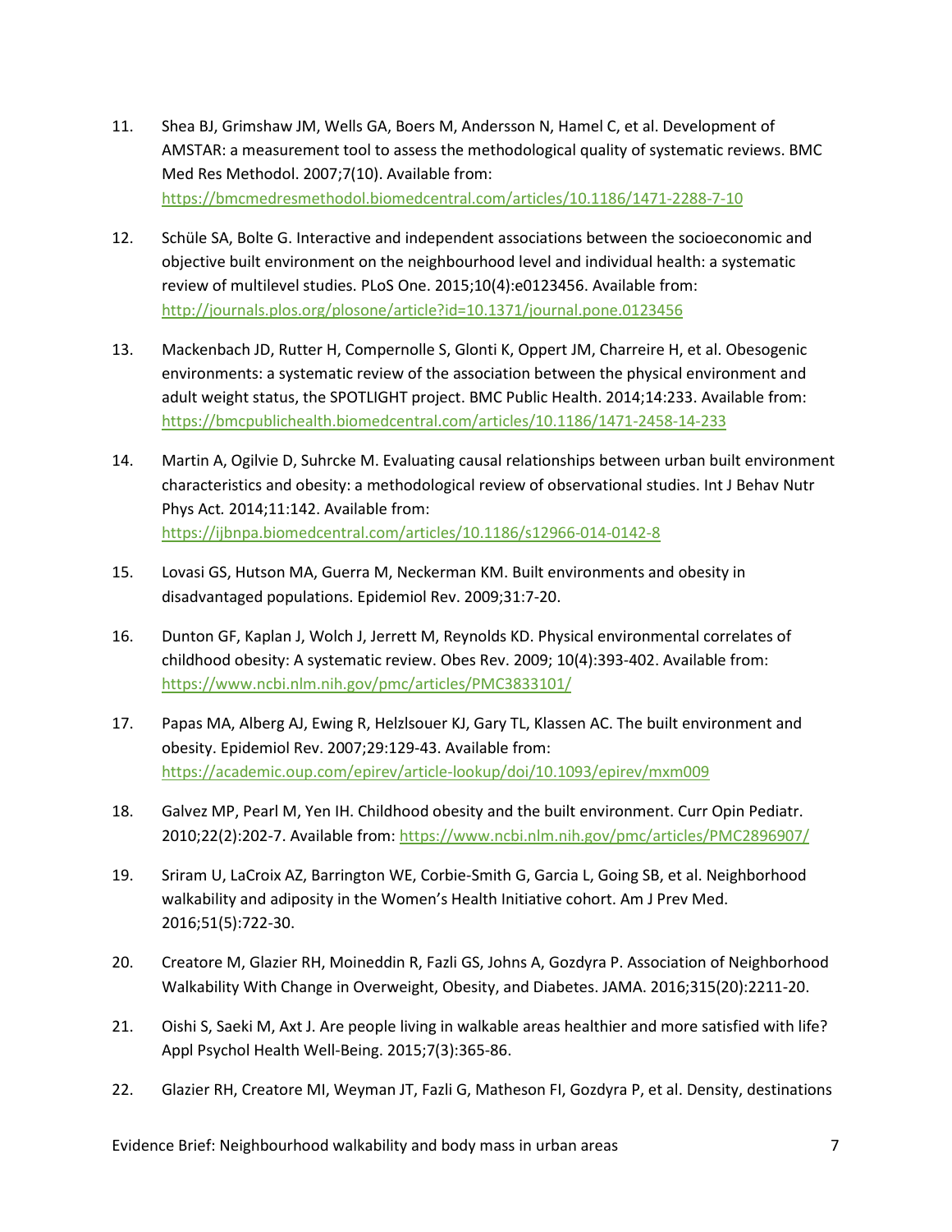11. Shea BJ, Grimshaw JM, Wells GA, Boers M, Andersson N, Hamel C, et al. Development of AMSTAR: a measurement tool to assess the methodological quality of systematic reviews. BMC Med Res Methodol. 2007;7(10). Available from: https://bmcmedresmethodol.biomedcentral.com/articles/10.1186/1471-2288-7-10

12. Schüle SA, Bolte G. Interactive and independent associations between the socioeconomic and objective built environment on the neighbourhood level and individual health: a systematic review of multilevel studies. PLoS One. 2015;10(4):e0123456. Available from: http://journals.plos.org/plosone/article?id=10.1371/journal.pone.0123456

13. Mackenbach JD, Rutter H, Compernolle S, Glonti K, Oppert JM, Charreire H, et al. Obesogenic environments: a systematic review of the association between the physical environment and adult weight status, the SPOTLIGHT project. BMC Public Health. 2014;14:233. Available from: https://bmcpublichealth.biomedcentral.com/articles/10.1186/1471-2458-14-233

14. Martin A, Ogilvie D, Suhrcke M. Evaluating causal relationships between urban built environment characteristics and obesity: a methodological review of observational studies. Int J Behav Nutr Phys Act. 2014;11:142. Available from: https://ijbnpa.biomedcentral.com/articles/10.1186/s12966-014-0142-8

15. Lovasi GS, Hutson MA, Guerra M, Neckerman KM. Built environments and obesity in disadvantaged populations. Epidemiol Rev. 2009;31:7-20.

16. Dunton GF, Kaplan J, Wolch J, Jerrett M, Reynolds KD. Physical environmental correlates of childhood obesity: A systematic review. Obes Rev. 2009; 10(4):393-402. Available from: https://www.ncbi.nlm.nih.gov/pmc/articles/PMC3833101/

17. Papas MA, Alberg AJ, Ewing R, Helzlsouer KJ, Gary TL, Klassen AC. The built environment and obesity. Epidemiol Rev. 2007;29:129-43. Available from: https://academic.oup.com/epirev/article-lookup/doi/10.1093/epirev/mxm009

18. Galvez MP, Pearl M, Yen IH. Childhood obesity and the built environment. Curr Opin Pediatr. 2010;22(2):202-7. Available from: https://www.ncbi.nlm.nih.gov/pmc/articles/PMC2896907/

19. Sriram U, LaCroix AZ, Barrington WE, Corbie-Smith G, Garcia L, Going SB, et al. Neighborhood walkability and adiposity in the Women's Health Initiative cohort. Am J Prev Med. 2016;51(5):722-30.

20. Creatore M, Glazier RH, Moineddin R, Fazli GS, Johns A, Gozdyra P. Association of Neighborhood Walkability With Change in Overweight, Obesity, and Diabetes. JAMA. 2016;315(20):2211-20.

21. Oishi S, Saeki M, Axt J. Are people living in walkable areas healthier and more satisfied with life? Appl Psychol Health Well-Being. 2015;7(3):365-86.

22. Glazier RH, Creatore MI, Weyman JT, Fazli G, Matheson FI, Gozdyra P, et al. Density, destinations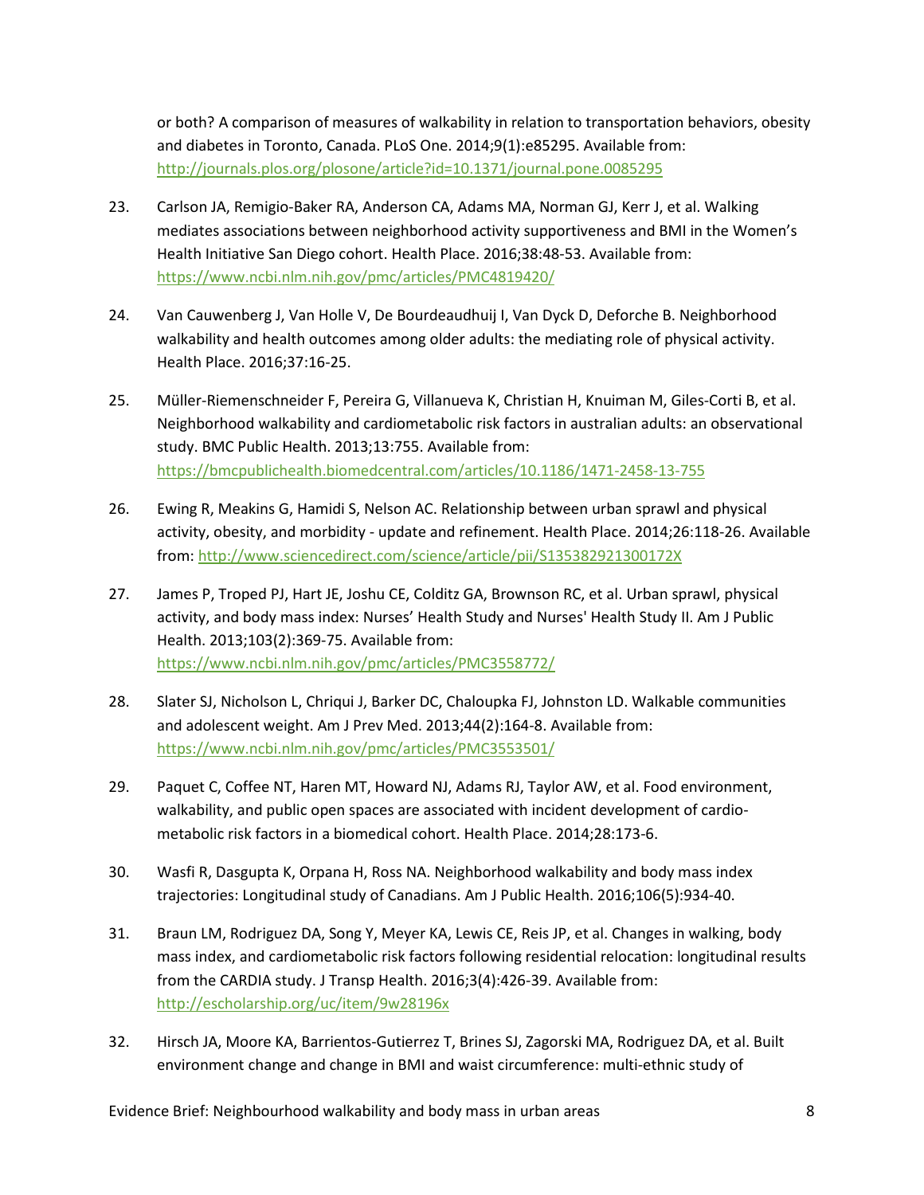or both? A comparison of measures of walkability in relation to transportation behaviors, obesity and diabetes in Toronto, Canada. PLoS One. 2014;9(1):e85295. Available from: http://journals.plos.org/plosone/article?id=10.1371/journal.pone.0085295

23. Carlson JA, Remigio-Baker RA, Anderson CA, Adams MA, Norman GJ, Kerr J, et al. Walking mediates associations between neighborhood activity supportiveness and BMI in the Women's Health Initiative San Diego cohort. Health Place. 2016;38:48-53. Available from: https://www.ncbi.nlm.nih.gov/pmc/articles/PMC4819420/

24. Van Cauwenberg J, Van Holle V, De Bourdeaudhuij I, Van Dyck D, Deforche B. Neighborhood walkability and health outcomes among older adults: the mediating role of physical activity. Health Place. 2016;37:16-25.

25. Müller-Riemenschneider F, Pereira G, Villanueva K, Christian H, Knuiman M, Giles-Corti B, et al. Neighborhood walkability and cardiometabolic risk factors in australian adults: an observational study. BMC Public Health. 2013;13:755. Available from: https://bmcpublichealth.biomedcentral.com/articles/10.1186/1471-2458-13-755

26. Ewing R, Meakins G, Hamidi S, Nelson AC. Relationship between urban sprawl and physical activity, obesity, and morbidity - update and refinement. Health Place. 2014;26:118-26. Available from: http://www.sciencedirect.com/science/article/pii/S135382921300172X

27. James P, Troped PJ, Hart JE, Joshu CE, Colditz GA, Brownson RC, et al. Urban sprawl, physical activity, and body mass index: Nurses' Health Study and Nurses' Health Study II. Am J Public Health. 2013;103(2):369-75. Available from: https://www.ncbi.nlm.nih.gov/pmc/articles/PMC3558772/

28. Slater SJ, Nicholson L, Chriqui J, Barker DC, Chaloupka FJ, Johnston LD. Walkable communities and adolescent weight. Am J Prev Med. 2013;44(2):164-8. Available from: https://www.ncbi.nlm.nih.gov/pmc/articles/PMC3553501/

29. Paquet C, Coffee NT, Haren MT, Howard NJ, Adams RJ, Taylor AW, et al. Food environment, walkability, and public open spaces are associated with incident development of cardio-metabolic risk factors in a biomedical cohort. Health Place. 2014;28:173-6.

30. Wasfi R, Dasgupta K, Orpana H, Ross NA. Neighborhood walkability and body mass index trajectories: Longitudinal study of Canadians. Am J Public Health. 2016;106(5):934-40.

31. Braun LM, Rodriguez DA, Song Y, Meyer KA, Lewis CE, Reis JP, et al. Changes in walking, body mass index, and cardiometabolic risk factors following residential relocation: longitudinal results from the CARDIA study. J Transp Health. 2016;3(4):426-39. Available from: http://escholarship.org/uc/item/9w28196x

32. Hirsch JA, Moore KA, Barrientos-Gutierrez T, Brines SJ, Zagorski MA, Rodriguez DA, et al. Built environment change and change in BMI and waist circumference: multi-ethnic study of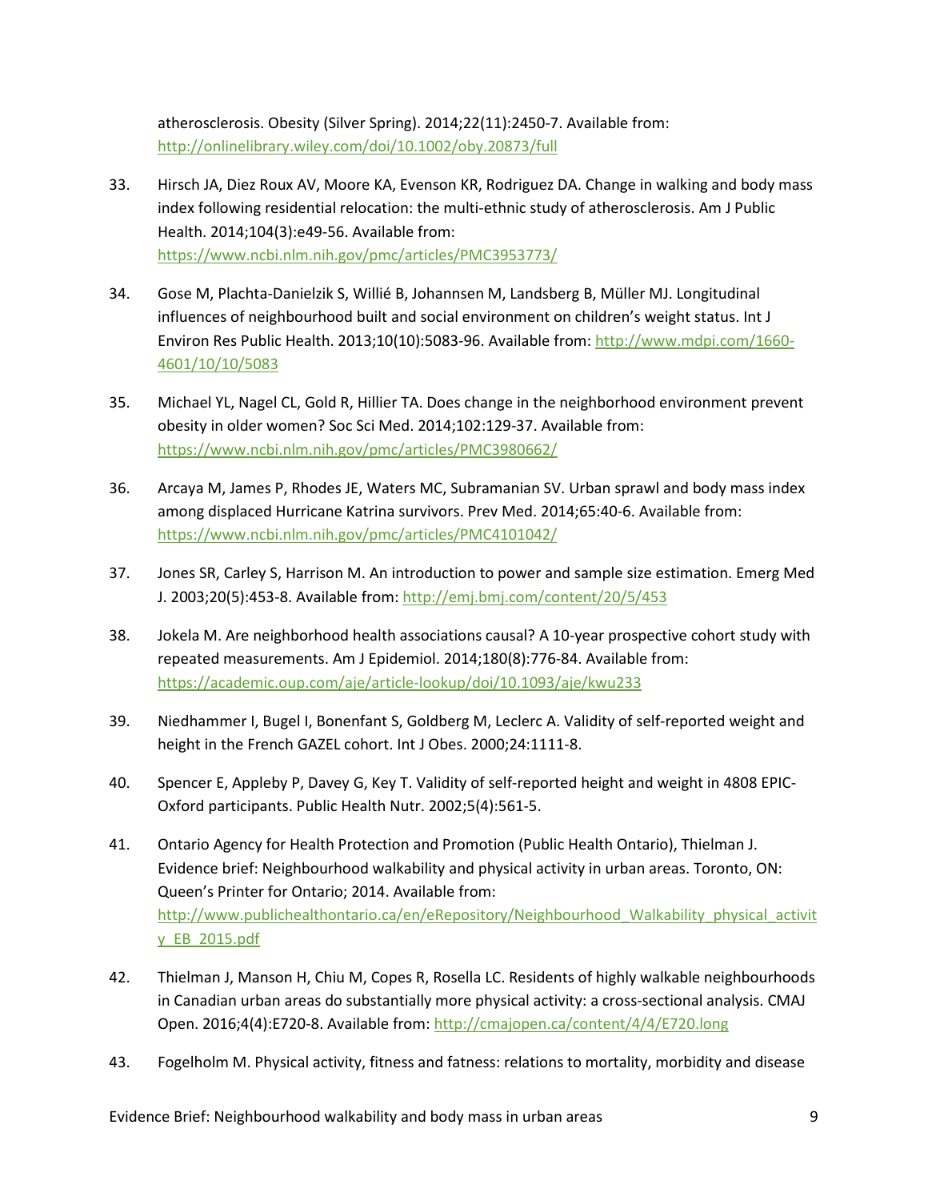atherosclerosis. Obesity (Silver Spring). 2014;22(11):2450-7. Available from: http://onlinelibrary.wiley.com/doi/10.1002/oby.20873/full

33. Hirsch JA, Diez Roux AV, Moore KA, Evenson KR, Rodriguez DA. Change in walking and body mass index following residential relocation: the multi-ethnic study of atherosclerosis. Am J Public Health. 2014;104(3):e49-56. Available from: https://www.ncbi.nlm.nih.gov/pmc/articles/PMC3953773/

34. Gose M, Plachta-Danielzik S, Willié B, Johannsen M, Landsberg B, Müller MJ. Longitudinal influences of neighbourhood built and social environment on children's weight status. Int J Environ Res Public Health. 2013;10(10):5083-96. Available from: http://www.mdpi.com/1660-4601/10/10/5083

35. Michael YL, Nagel CL, Gold R, Hillier TA. Does change in the neighborhood environment prevent obesity in older women? Soc Sci Med. 2014;102:129-37. Available from: https://www.ncbi.nlm.nih.gov/pmc/articles/PMC3980662/

36. Arcaya M, James P, Rhodes JE, Waters MC, Subramanian SV. Urban sprawl and body mass index among displaced Hurricane Katrina survivors. Prev Med. 2014;65:40-6. Available from: https://www.ncbi.nlm.nih.gov/pmc/articles/PMC4101042/

37. Jones SR, Carley S, Harrison M. An introduction to power and sample size estimation. Emerg Med J. 2003;20(5):453-8. Available from: http://emj.bmj.com/content/20/5/453

38. Jokela M. Are neighborhood health associations causal? A 10-year prospective cohort study with repeated measurements. Am J Epidemiol. 2014;180(8):776-84. Available from: https://academic.oup.com/aje/article-lookup/doi/10.1093/aje/kwu233

39. Niedhammer I, Bugel I, Bonenfant S, Goldberg M, Leclerc A. Validity of self-reported weight and height in the French GAZEL cohort. Int J Obes. 2000;24:1111-8.

40. Spencer E, Appleby P, Davey G, Key T. Validity of self-reported height and weight in 4808 EPIC-Oxford participants. Public Health Nutr. 2002;5(4):561-5.

41. Ontario Agency for Health Protection and Promotion (Public Health Ontario), Thielman J. Evidence brief: Neighbourhood walkability and physical activity in urban areas. Toronto, ON: Queen's Printer for Ontario; 2014. Available from: http://www.publichealthontario.ca/en/eRepository/Neighbourhood_Walkability_physical_activity_EB_2015.pdf

42. Thielman J, Manson H, Chiu M, Copes R, Rosella LC. Residents of highly walkable neighbourhoods in Canadian urban areas do substantially more physical activity: a cross-sectional analysis. CMAJ Open. 2016;4(4):E720-8. Available from: http://cmajopen.ca/content/4/4/E720.long

43. Fogelholm M. Physical activity, fitness and fatness: relations to mortality, morbidity and disease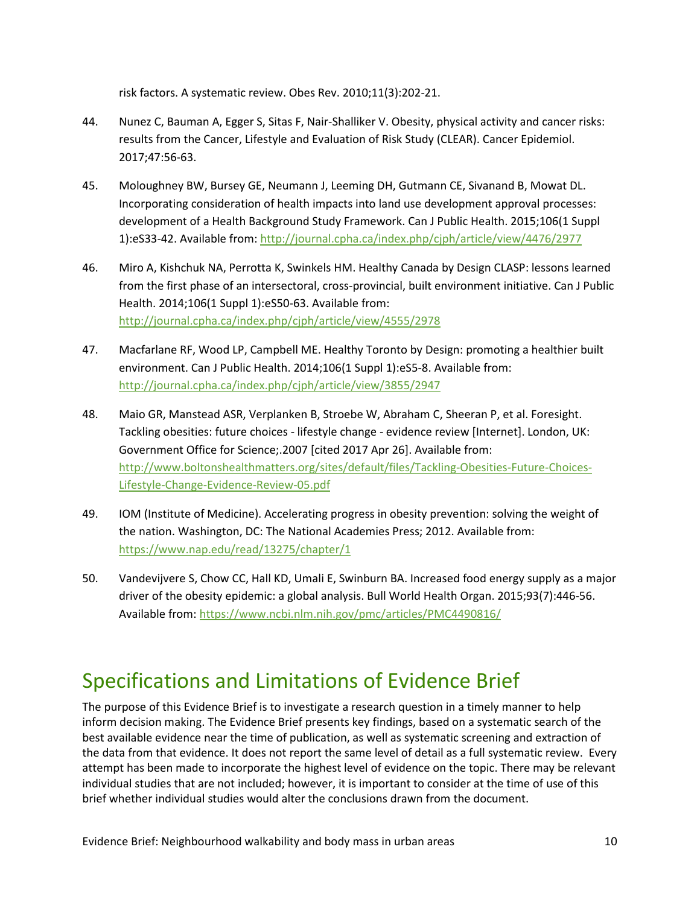risk factors. A systematic review. Obes Rev. 2010;11(3):202-21.

44. Nunez C, Bauman A, Egger S, Sitas F, Nair-Shalliker V. Obesity, physical activity and cancer risks: results from the Cancer, Lifestyle and Evaluation of Risk Study (CLEAR). Cancer Epidemiol. 2017;47:56-63.

45. Moloughney BW, Bursey GE, Neumann J, Leeming DH, Gutmann CE, Sivanand B, Mowat DL. Incorporating consideration of health impacts into land use development approval processes: development of a Health Background Study Framework. Can J Public Health. 2015;106(1 Suppl 1):eS33-42. Available from: http://journal.cpha.ca/index.php/cjph/article/view/4476/2977

46. Miro A, Kishchuk NA, Perrotta K, Swinkels HM. Healthy Canada by Design CLASP: lessons learned from the first phase of an intersectoral, cross-provincial, built environment initiative. Can J Public Health. 2014;106(1 Suppl 1):eS50-63. Available from: http://journal.cpha.ca/index.php/cjph/article/view/4555/2978

47. Macfarlane RF, Wood LP, Campbell ME. Healthy Toronto by Design: promoting a healthier built environment. Can J Public Health. 2014;106(1 Suppl 1):eS5-8. Available from: http://journal.cpha.ca/index.php/cjph/article/view/3855/2947

48. Maio GR, Manstead ASR, Verplanken B, Stroebe W, Abraham C, Sheeran P, et al. Foresight. Tackling obesities: future choices - lifestyle change - evidence review [Internet]. London, UK: Government Office for Science;.2007 [cited 2017 Apr 26]. Available from: http://www.boltonshealthmatters.org/sites/default/files/Tackling-Obesities-Future-Choices-Lifestyle-Change-Evidence-Review-05.pdf

49. IOM (Institute of Medicine). Accelerating progress in obesity prevention: solving the weight of the nation. Washington, DC: The National Academies Press; 2012. Available from: https://www.nap.edu/read/13275/chapter/1

50. Vandevijvere S, Chow CC, Hall KD, Umali E, Swinburn BA. Increased food energy supply as a major driver of the obesity epidemic: a global analysis. Bull World Health Organ. 2015;93(7):446-56. Available from: https://www.ncbi.nlm.nih.gov/pmc/articles/PMC4490816/

# Specifications and Limitations of Evidence Brief

The purpose of this Evidence Brief is to investigate a research question in a timely manner to help inform decision making. The Evidence Brief presents key findings, based on a systematic search of the best available evidence near the time of publication, as well as systematic screening and extraction of the data from that evidence. It does not report the same level of detail as a full systematic review. Every attempt has been made to incorporate the highest level of evidence on the topic. There may be relevant individual studies that are not included; however, it is important to consider at the time of use of this brief whether individual studies would alter the conclusions drawn from the document.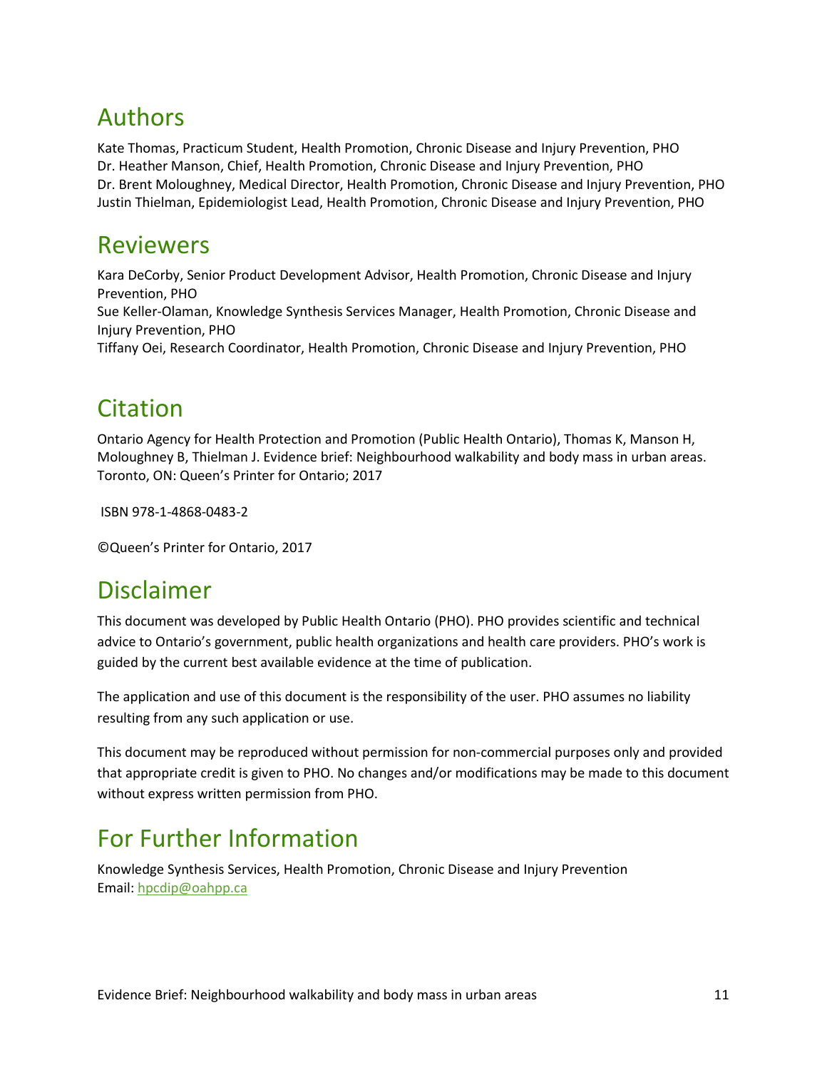## Authors

Kate Thomas, Practicum Student, Health Promotion, Chronic Disease and Injury Prevention, PHO
Dr. Heather Manson, Chief, Health Promotion, Chronic Disease and Injury Prevention, PHO
Dr. Brent Moloughney, Medical Director, Health Promotion, Chronic Disease and Injury Prevention, PHO
Justin Thielman, Epidemiologist Lead, Health Promotion, Chronic Disease and Injury Prevention, PHO

## Reviewers

Kara DeCorby, Senior Product Development Advisor, Health Promotion, Chronic Disease and Injury Prevention, PHO
Sue Keller-Olaman, Knowledge Synthesis Services Manager, Health Promotion, Chronic Disease and Injury Prevention, PHO
Tiffany Oei, Research Coordinator, Health Promotion, Chronic Disease and Injury Prevention, PHO

## Citation

Ontario Agency for Health Protection and Promotion (Public Health Ontario), Thomas K, Manson H, Moloughney B, Thielman J. Evidence brief: Neighbourhood walkability and body mass in urban areas. Toronto, ON: Queen's Printer for Ontario; 2017

ISBN 978-1-4868-0483-2

©Queen's Printer for Ontario, 2017

## Disclaimer

This document was developed by Public Health Ontario (PHO). PHO provides scientific and technical advice to Ontario's government, public health organizations and health care providers. PHO's work is guided by the current best available evidence at the time of publication.

The application and use of this document is the responsibility of the user. PHO assumes no liability resulting from any such application or use.

This document may be reproduced without permission for non-commercial purposes only and provided that appropriate credit is given to PHO. No changes and/or modifications may be made to this document without express written permission from PHO.

## For Further Information

Knowledge Synthesis Services, Health Promotion, Chronic Disease and Injury Prevention
Email: hpcdip@oahpp.ca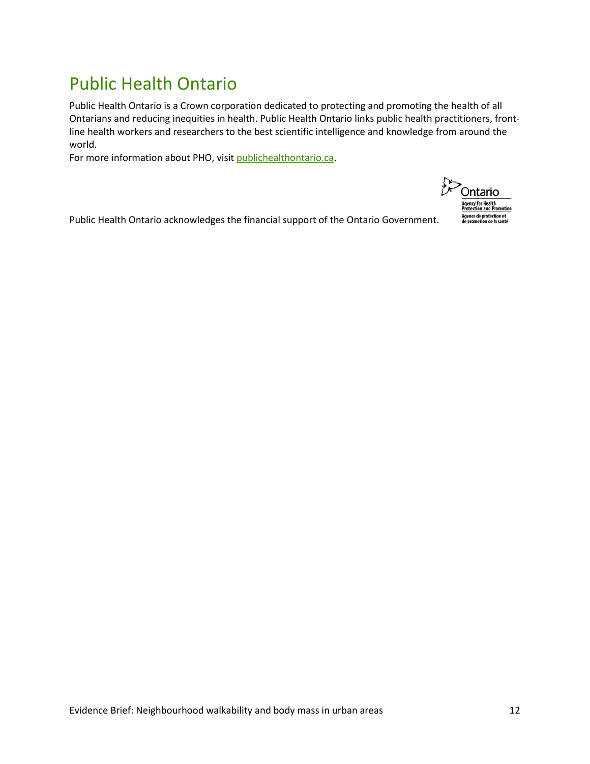# Public Health Ontario

Public Health Ontario is a Crown corporation dedicated to protecting and promoting the health of all Ontarians and reducing inequities in health. Public Health Ontario links public health practitioners, front-line health workers and researchers to the best scientific intelligence and knowledge from around the world.

For more information about PHO, visit publichealthontario.ca.

Public Health Ontario acknowledges the financial support of the Ontario Government.